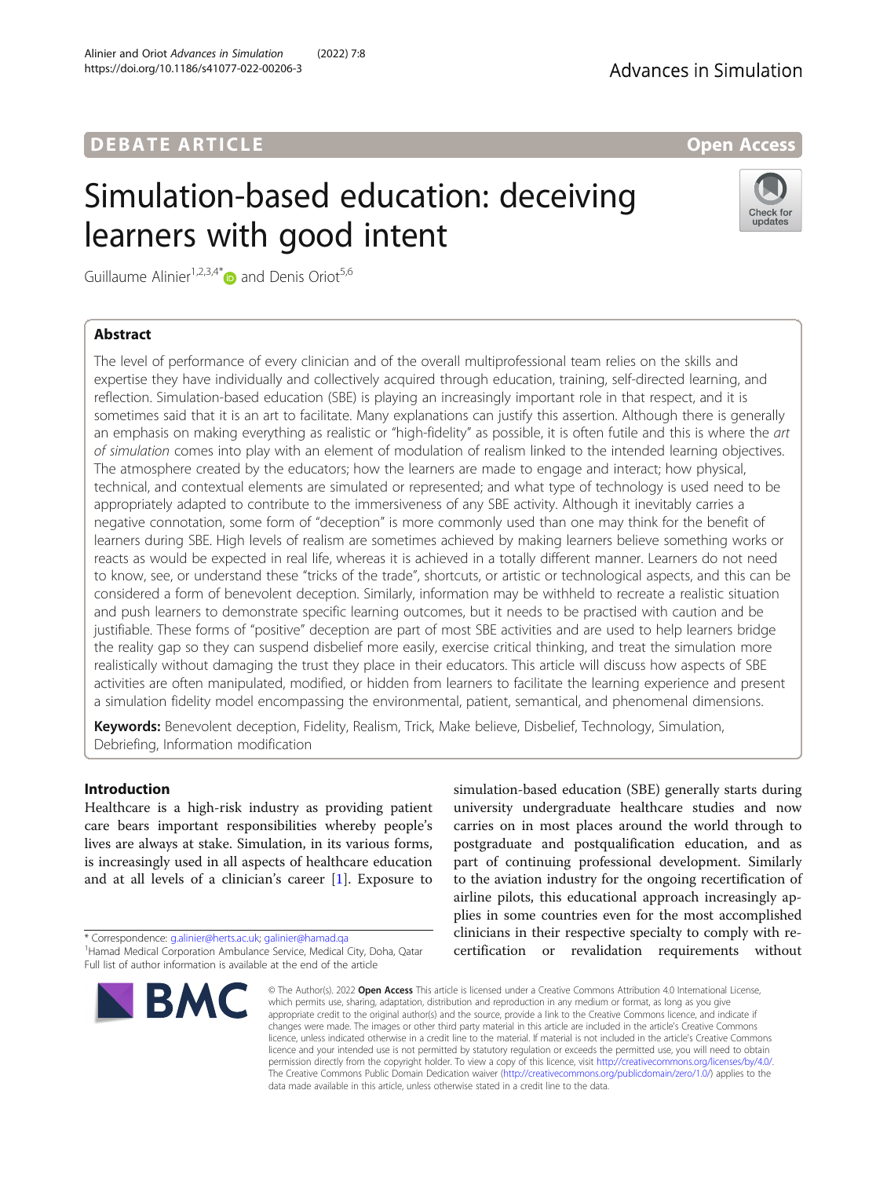DEBATE ARTICLE

Open Access

# Simulation-based education: deceiving learners with good intent

Guillaume Alinier[1,2,3,4*] and Denis Oriot[5,6]

## Abstract

The level of performance of every clinician and of the overall multiprofessional team relies on the skills and expertise they have individually and collectively acquired through education, training, self-directed learning, and reflection. Simulation-based education (SBE) is playing an increasingly important role in that respect, and it is sometimes said that it is an art to facilitate. Many explanations can justify this assertion. Although there is generally an emphasis on making everything as realistic or "high-fidelity" as possible, it is often futile and this is where the *art of simulation* comes into play with an element of modulation of realism linked to the intended learning objectives. The atmosphere created by the educators; how the learners are made to engage and interact; how physical, technical, and contextual elements are simulated or represented; and what type of technology is used need to be appropriately adapted to contribute to the immersiveness of any SBE activity. Although it inevitably carries a negative connotation, some form of "deception" is more commonly used than one may think for the benefit of learners during SBE. High levels of realism are sometimes achieved by making learners believe something works or reacts as would be expected in real life, whereas it is achieved in a totally different manner. Learners do not need to know, see, or understand these "tricks of the trade", shortcuts, or artistic or technological aspects, and this can be considered a form of benevolent deception. Similarly, information may be withheld to recreate a realistic situation and push learners to demonstrate specific learning outcomes, but it needs to be practised with caution and be justifiable. These forms of "positive" deception are part of most SBE activities and are used to help learners bridge the reality gap so they can suspend disbelief more easily, exercise critical thinking, and treat the simulation more realistically without damaging the trust they place in their educators. This article will discuss how aspects of SBE activities are often manipulated, modified, or hidden from learners to facilitate the learning experience and present a simulation fidelity model encompassing the environmental, patient, semantical, and phenomenal dimensions.

**Keywords:** Benevolent deception, Fidelity, Realism, Trick, Make believe, Disbelief, Technology, Simulation, Debriefing, Information modification

## Introduction

Healthcare is a high-risk industry as providing patient care bears important responsibilities whereby people's lives are always at stake. Simulation, in its various forms, is increasingly used in all aspects of healthcare education and at all levels of a clinician's career [1]. Exposure to simulation-based education (SBE) generally starts during university undergraduate healthcare studies and now carries on in most places around the world through to postgraduate and postqualification education, and as part of continuing professional development. Similarly to the aviation industry for the ongoing recertification of airline pilots, this educational approach increasingly applies in some countries even for the most accomplished clinicians in their respective specialty to comply with recertification or revalidation requirements without

\* Correspondence: g.alinier@herts.ac.uk; galinier@hamad.qa
[1]Hamad Medical Corporation Ambulance Service, Medical City, Doha, Qatar
Full list of author information is available at the end of the article

© The Author(s). 2022 **Open Access** This article is licensed under a Creative Commons Attribution 4.0 International License, which permits use, sharing, adaptation, distribution and reproduction in any medium or format, as long as you give appropriate credit to the original author(s) and the source, provide a link to the Creative Commons licence, and indicate if changes were made. The images or other third party material in this article are included in the article's Creative Commons licence, unless indicated otherwise in a credit line to the material. If material is not included in the article's Creative Commons licence and your intended use is not permitted by statutory regulation or exceeds the permitted use, you will need to obtain permission directly from the copyright holder. To view a copy of this licence, visit http://creativecommons.org/licenses/by/4.0/. The Creative Commons Public Domain Dedication waiver (http://creativecommons.org/publicdomain/zero/1.0/) applies to the data made available in this article, unless otherwise stated in a credit line to the data.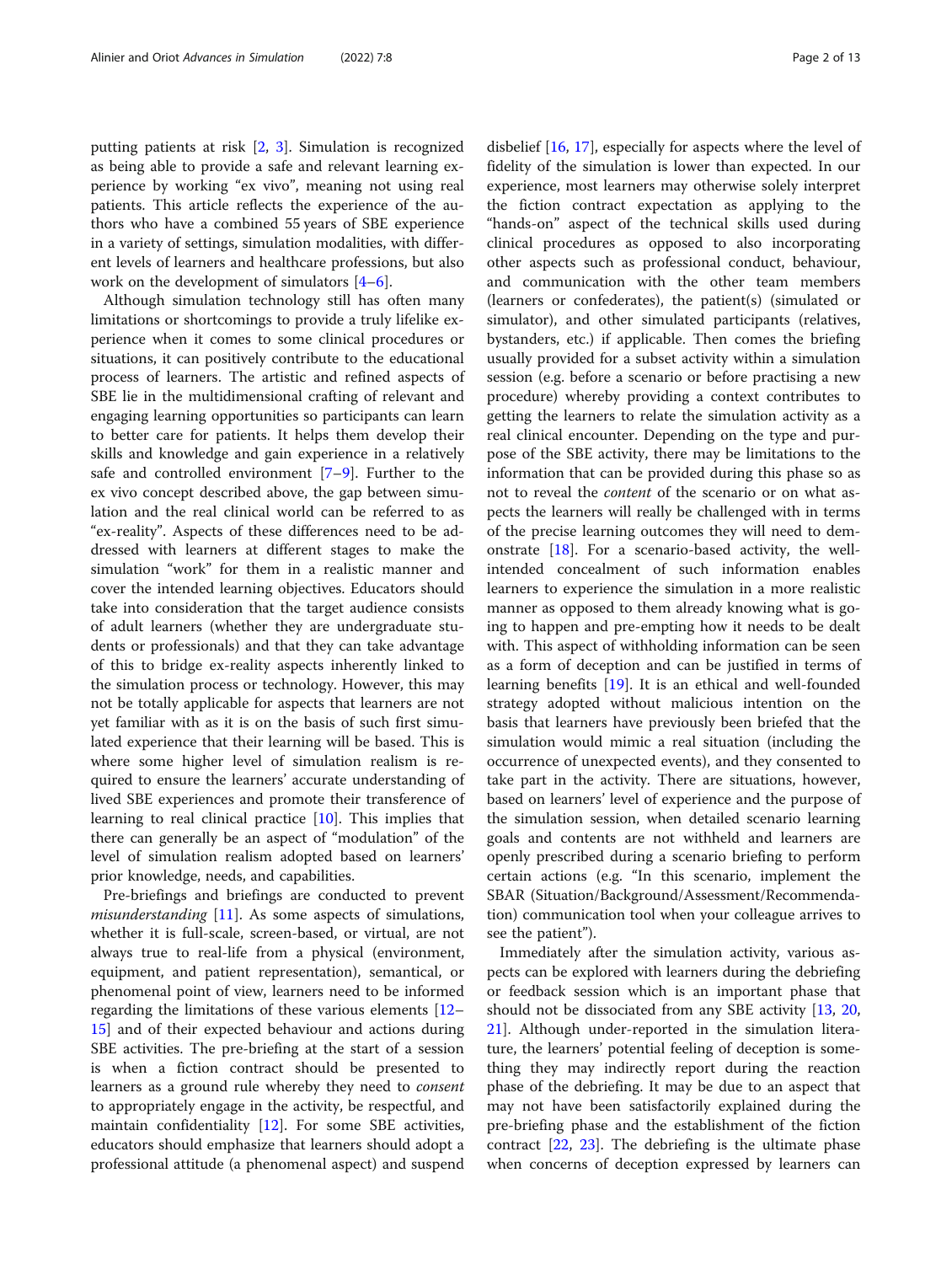putting patients at risk [2, 3]. Simulation is recognized as being able to provide a safe and relevant learning experience by working "ex vivo", meaning not using real patients. This article reflects the experience of the authors who have a combined 55 years of SBE experience in a variety of settings, simulation modalities, with different levels of learners and healthcare professions, but also work on the development of simulators [4–6].

Although simulation technology still has often many limitations or shortcomings to provide a truly lifelike experience when it comes to some clinical procedures or situations, it can positively contribute to the educational process of learners. The artistic and refined aspects of SBE lie in the multidimensional crafting of relevant and engaging learning opportunities so participants can learn to better care for patients. It helps them develop their skills and knowledge and gain experience in a relatively safe and controlled environment [7–9]. Further to the ex vivo concept described above, the gap between simulation and the real clinical world can be referred to as "ex-reality". Aspects of these differences need to be addressed with learners at different stages to make the simulation "work" for them in a realistic manner and cover the intended learning objectives. Educators should take into consideration that the target audience consists of adult learners (whether they are undergraduate students or professionals) and that they can take advantage of this to bridge ex-reality aspects inherently linked to the simulation process or technology. However, this may not be totally applicable for aspects that learners are not yet familiar with as it is on the basis of such first simulated experience that their learning will be based. This is where some higher level of simulation realism is required to ensure the learners' accurate understanding of lived SBE experiences and promote their transference of learning to real clinical practice [10]. This implies that there can generally be an aspect of "modulation" of the level of simulation realism adopted based on learners' prior knowledge, needs, and capabilities.

Pre-briefings and briefings are conducted to prevent *misunderstanding* [11]. As some aspects of simulations, whether it is full-scale, screen-based, or virtual, are not always true to real-life from a physical (environment, equipment, and patient representation), semantical, or phenomenal point of view, learners need to be informed regarding the limitations of these various elements [12–15] and of their expected behaviour and actions during SBE activities. The pre-briefing at the start of a session is when a fiction contract should be presented to learners as a ground rule whereby they need to *consent* to appropriately engage in the activity, be respectful, and maintain confidentiality [12]. For some SBE activities, educators should emphasize that learners should adopt a professional attitude (a phenomenal aspect) and suspend disbelief [16, 17], especially for aspects where the level of fidelity of the simulation is lower than expected. In our experience, most learners may otherwise solely interpret the fiction contract expectation as applying to the "hands-on" aspect of the technical skills used during clinical procedures as opposed to also incorporating other aspects such as professional conduct, behaviour, and communication with the other team members (learners or confederates), the patient(s) (simulated or simulator), and other simulated participants (relatives, bystanders, etc.) if applicable. Then comes the briefing usually provided for a subset activity within a simulation session (e.g. before a scenario or before practising a new procedure) whereby providing a context contributes to getting the learners to relate the simulation activity as a real clinical encounter. Depending on the type and purpose of the SBE activity, there may be limitations to the information that can be provided during this phase so as not to reveal the *content* of the scenario or on what aspects the learners will really be challenged with in terms of the precise learning outcomes they will need to demonstrate [18]. For a scenario-based activity, the well-intended concealment of such information enables learners to experience the simulation in a more realistic manner as opposed to them already knowing what is going to happen and pre-empting how it needs to be dealt with. This aspect of withholding information can be seen as a form of deception and can be justified in terms of learning benefits [19]. It is an ethical and well-founded strategy adopted without malicious intention on the basis that learners have previously been briefed that the simulation would mimic a real situation (including the occurrence of unexpected events), and they consented to take part in the activity. There are situations, however, based on learners' level of experience and the purpose of the simulation session, when detailed scenario learning goals and contents are not withheld and learners are openly prescribed during a scenario briefing to perform certain actions (e.g. "In this scenario, implement the SBAR (Situation/Background/Assessment/Recommendation) communication tool when your colleague arrives to see the patient").

Immediately after the simulation activity, various aspects can be explored with learners during the debriefing or feedback session which is an important phase that should not be dissociated from any SBE activity [13, 20, 21]. Although under-reported in the simulation literature, the learners' potential feeling of deception is something they may indirectly report during the reaction phase of the debriefing. It may be due to an aspect that may not have been satisfactorily explained during the pre-briefing phase and the establishment of the fiction contract [22, 23]. The debriefing is the ultimate phase when concerns of deception expressed by learners can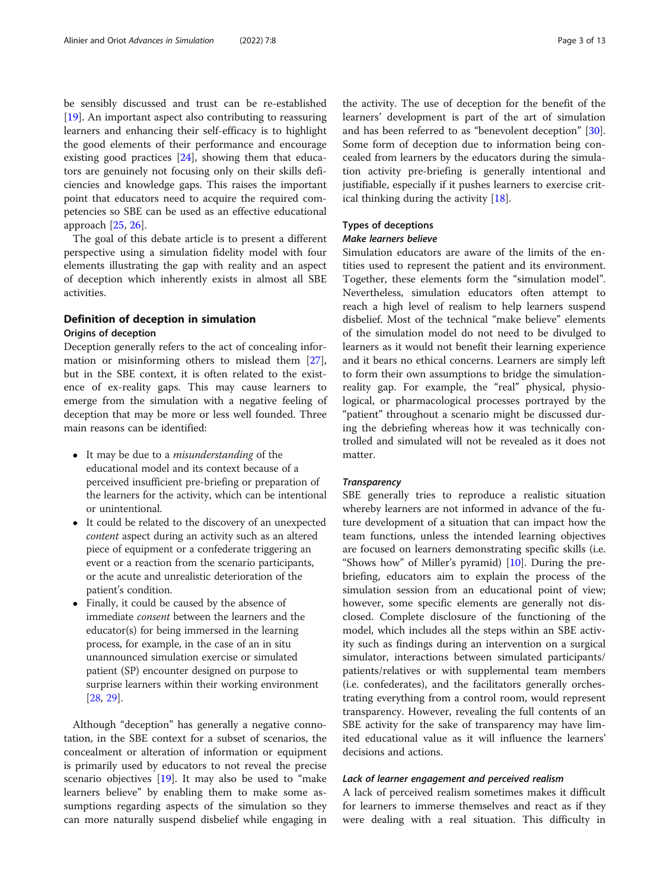be sensibly discussed and trust can be re-established [19]. An important aspect also contributing to reassuring learners and enhancing their self-efficacy is to highlight the good elements of their performance and encourage existing good practices [24], showing them that educators are genuinely not focusing only on their skills deficiencies and knowledge gaps. This raises the important point that educators need to acquire the required competencies so SBE can be used as an effective educational approach [25, 26].

The goal of this debate article is to present a different perspective using a simulation fidelity model with four elements illustrating the gap with reality and an aspect of deception which inherently exists in almost all SBE activities.

## Definition of deception in simulation

### Origins of deception

Deception generally refers to the act of concealing information or misinforming others to mislead them [27], but in the SBE context, it is often related to the existence of ex-reality gaps. This may cause learners to emerge from the simulation with a negative feeling of deception that may be more or less well founded. Three main reasons can be identified:

- It may be due to a *misunderstanding* of the educational model and its context because of a perceived insufficient pre-briefing or preparation of the learners for the activity, which can be intentional or unintentional.
- It could be related to the discovery of an unexpected *content* aspect during an activity such as an altered piece of equipment or a confederate triggering an event or a reaction from the scenario participants, or the acute and unrealistic deterioration of the patient's condition.
- Finally, it could be caused by the absence of immediate *consent* between the learners and the educator(s) for being immersed in the learning process, for example, in the case of an in situ unannounced simulation exercise or simulated patient (SP) encounter designed on purpose to surprise learners within their working environment [28, 29].

Although "deception" has generally a negative connotation, in the SBE context for a subset of scenarios, the concealment or alteration of information or equipment is primarily used by educators to not reveal the precise scenario objectives [19]. It may also be used to "make learners believe" by enabling them to make some assumptions regarding aspects of the simulation so they can more naturally suspend disbelief while engaging in the activity. The use of deception for the benefit of the learners' development is part of the art of simulation and has been referred to as "benevolent deception" [30]. Some form of deception due to information being concealed from learners by the educators during the simulation activity pre-briefing is generally intentional and justifiable, especially if it pushes learners to exercise critical thinking during the activity [18].

### Types of deceptions

#### *Make learners believe*

Simulation educators are aware of the limits of the entities used to represent the patient and its environment. Together, these elements form the "simulation model". Nevertheless, simulation educators often attempt to reach a high level of realism to help learners suspend disbelief. Most of the technical "make believe" elements of the simulation model do not need to be divulged to learners as it would not benefit their learning experience and it bears no ethical concerns. Learners are simply left to form their own assumptions to bridge the simulation-reality gap. For example, the "real" physical, physiological, or pharmacological processes portrayed by the "patient" throughout a scenario might be discussed during the debriefing whereas how it was technically controlled and simulated will not be revealed as it does not matter.

#### *Transparency*

SBE generally tries to reproduce a realistic situation whereby learners are not informed in advance of the future development of a situation that can impact how the team functions, unless the intended learning objectives are focused on learners demonstrating specific skills (i.e. "Shows how" of Miller's pyramid) [10]. During the pre-briefing, educators aim to explain the process of the simulation session from an educational point of view; however, some specific elements are generally not disclosed. Complete disclosure of the functioning of the model, which includes all the steps within an SBE activity such as findings during an intervention on a surgical simulator, interactions between simulated participants/patients/relatives or with supplemental team members (i.e. confederates), and the facilitators generally orchestrating everything from a control room, would represent transparency. However, revealing the full contents of an SBE activity for the sake of transparency may have limited educational value as it will influence the learners' decisions and actions.

#### *Lack of learner engagement and perceived realism*

A lack of perceived realism sometimes makes it difficult for learners to immerse themselves and react as if they were dealing with a real situation. This difficulty in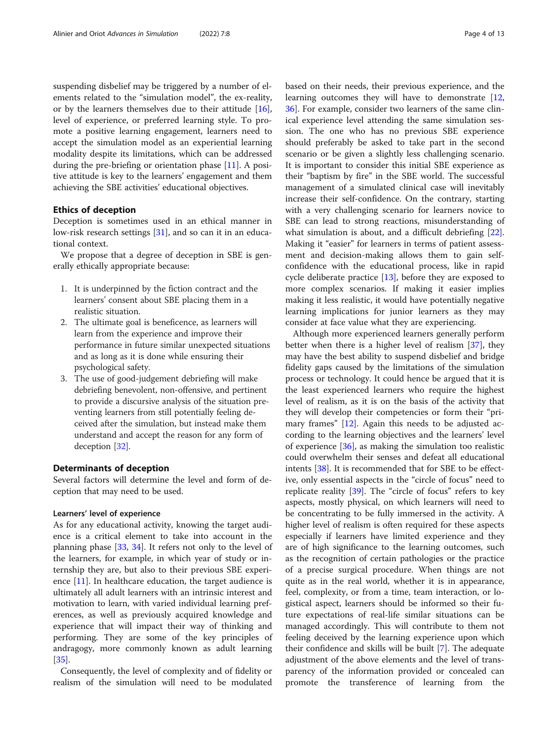suspending disbelief may be triggered by a number of elements related to the "simulation model", the ex-reality, or by the learners themselves due to their attitude [16], level of experience, or preferred learning style. To promote a positive learning engagement, learners need to accept the simulation model as an experiential learning modality despite its limitations, which can be addressed during the pre-briefing or orientation phase [11]. A positive attitude is key to the learners' engagement and them achieving the SBE activities' educational objectives.

## Ethics of deception

Deception is sometimes used in an ethical manner in low-risk research settings [31], and so can it in an educational context.

We propose that a degree of deception in SBE is generally ethically appropriate because:

1. It is underpinned by the fiction contract and the learners' consent about SBE placing them in a realistic situation.
2. The ultimate goal is beneficence, as learners will learn from the experience and improve their performance in future similar unexpected situations and as long as it is done while ensuring their psychological safety.
3. The use of good-judgement debriefing will make debriefing benevolent, non-offensive, and pertinent to provide a discursive analysis of the situation preventing learners from still potentially feeling deceived after the simulation, but instead make them understand and accept the reason for any form of deception [32].

## Determinants of deception

Several factors will determine the level and form of deception that may need to be used.

### Learners' level of experience

As for any educational activity, knowing the target audience is a critical element to take into account in the planning phase [33, 34]. It refers not only to the level of the learners, for example, in which year of study or internship they are, but also to their previous SBE experience [11]. In healthcare education, the target audience is ultimately all adult learners with an intrinsic interest and motivation to learn, with varied individual learning preferences, as well as previously acquired knowledge and experience that will impact their way of thinking and performing. They are some of the key principles of andragogy, more commonly known as adult learning [35].

Consequently, the level of complexity and of fidelity or realism of the simulation will need to be modulated based on their needs, their previous experience, and the learning outcomes they will have to demonstrate [12, 36]. For example, consider two learners of the same clinical experience level attending the same simulation session. The one who has no previous SBE experience should preferably be asked to take part in the second scenario or be given a slightly less challenging scenario. It is important to consider this initial SBE experience as their "baptism by fire" in the SBE world. The successful management of a simulated clinical case will inevitably increase their self-confidence. On the contrary, starting with a very challenging scenario for learners novice to SBE can lead to strong reactions, misunderstanding of what simulation is about, and a difficult debriefing [22]. Making it "easier" for learners in terms of patient assessment and decision-making allows them to gain self-confidence with the educational process, like in rapid cycle deliberate practice [13], before they are exposed to more complex scenarios. If making it easier implies making it less realistic, it would have potentially negative learning implications for junior learners as they may consider at face value what they are experiencing.

Although more experienced learners generally perform better when there is a higher level of realism [37], they may have the best ability to suspend disbelief and bridge fidelity gaps caused by the limitations of the simulation process or technology. It could hence be argued that it is the least experienced learners who require the highest level of realism, as it is on the basis of the activity that they will develop their competencies or form their "primary frames" [12]. Again this needs to be adjusted according to the learning objectives and the learners' level of experience [36], as making the simulation too realistic could overwhelm their senses and defeat all educational intents [38]. It is recommended that for SBE to be effective, only essential aspects in the "circle of focus" need to replicate reality [39]. The "circle of focus" refers to key aspects, mostly physical, on which learners will need to be concentrating to be fully immersed in the activity. A higher level of realism is often required for these aspects especially if learners have limited experience and they are of high significance to the learning outcomes, such as the recognition of certain pathologies or the practice of a precise surgical procedure. When things are not quite as in the real world, whether it is in appearance, feel, complexity, or from a time, team interaction, or logistical aspect, learners should be informed so their future expectations of real-life similar situations can be managed accordingly. This will contribute to them not feeling deceived by the learning experience upon which their confidence and skills will be built [7]. The adequate adjustment of the above elements and the level of transparency of the information provided or concealed can promote the transference of learning from the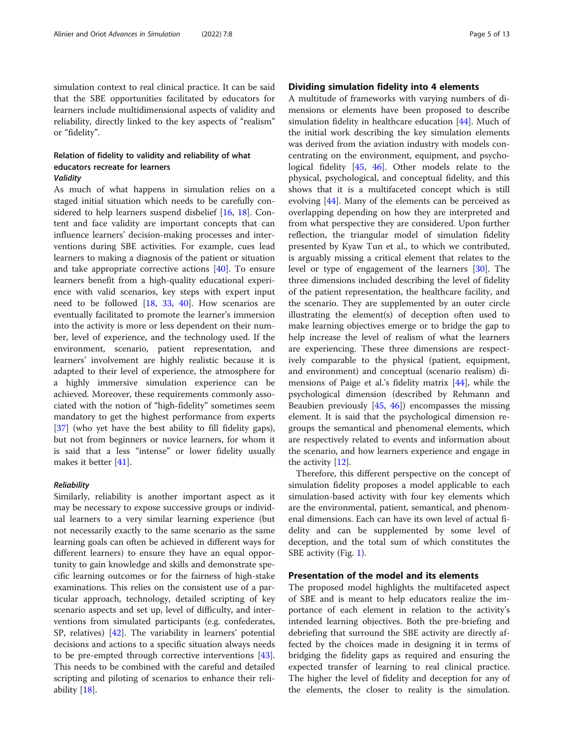simulation context to real clinical practice. It can be said that the SBE opportunities facilitated by educators for learners include multidimensional aspects of validity and reliability, directly linked to the key aspects of "realism" or "fidelity".

### Relation of fidelity to validity and reliability of what educators recreate for learners

#### *Validity*

As much of what happens in simulation relies on a staged initial situation which needs to be carefully considered to help learners suspend disbelief [16, 18]. Content and face validity are important concepts that can influence learners' decision-making processes and interventions during SBE activities. For example, cues lead learners to making a diagnosis of the patient or situation and take appropriate corrective actions [40]. To ensure learners benefit from a high-quality educational experience with valid scenarios, key steps with expert input need to be followed [18, 33, 40]. How scenarios are eventually facilitated to promote the learner's immersion into the activity is more or less dependent on their number, level of experience, and the technology used. If the environment, scenario, patient representation, and learners' involvement are highly realistic because it is adapted to their level of experience, the atmosphere for a highly immersive simulation experience can be achieved. Moreover, these requirements commonly associated with the notion of "high-fidelity" sometimes seem mandatory to get the highest performance from experts [37] (who yet have the best ability to fill fidelity gaps), but not from beginners or novice learners, for whom it is said that a less "intense" or lower fidelity usually makes it better [41].

#### *Reliability*

Similarly, reliability is another important aspect as it may be necessary to expose successive groups or individual learners to a very similar learning experience (but not necessarily exactly to the same scenario as the same learning goals can often be achieved in different ways for different learners) to ensure they have an equal opportunity to gain knowledge and skills and demonstrate specific learning outcomes or for the fairness of high-stake examinations. This relies on the consistent use of a particular approach, technology, detailed scripting of key scenario aspects and set up, level of difficulty, and interventions from simulated participants (e.g. confederates, SP, relatives) [42]. The variability in learners' potential decisions and actions to a specific situation always needs to be pre-empted through corrective interventions [43]. This needs to be combined with the careful and detailed scripting and piloting of scenarios to enhance their reliability [18].

## Dividing simulation fidelity into 4 elements

A multitude of frameworks with varying numbers of dimensions or elements have been proposed to describe simulation fidelity in healthcare education [44]. Much of the initial work describing the key simulation elements was derived from the aviation industry with models concentrating on the environment, equipment, and psychological fidelity [45, 46]. Other models relate to the physical, psychological, and conceptual fidelity, and this shows that it is a multifaceted concept which is still evolving [44]. Many of the elements can be perceived as overlapping depending on how they are interpreted and from what perspective they are considered. Upon further reflection, the triangular model of simulation fidelity presented by Kyaw Tun et al., to which we contributed, is arguably missing a critical element that relates to the level or type of engagement of the learners [30]. The three dimensions included describing the level of fidelity of the patient representation, the healthcare facility, and the scenario. They are supplemented by an outer circle illustrating the element(s) of deception often used to make learning objectives emerge or to bridge the gap to help increase the level of realism of what the learners are experiencing. These three dimensions are respectively comparable to the physical (patient, equipment, and environment) and conceptual (scenario realism) dimensions of Paige et al.'s fidelity matrix [44], while the psychological dimension (described by Rehmann and Beaubien previously [45, 46]) encompasses the missing element. It is said that the psychological dimension regroups the semantical and phenomenal elements, which are respectively related to events and information about the scenario, and how learners experience and engage in the activity [12].

Therefore, this different perspective on the concept of simulation fidelity proposes a model applicable to each simulation-based activity with four key elements which are the environmental, patient, semantical, and phenomenal dimensions. Each can have its own level of actual fidelity and can be supplemented by some level of deception, and the total sum of which constitutes the SBE activity (Fig. 1).

## Presentation of the model and its elements

The proposed model highlights the multifaceted aspect of SBE and is meant to help educators realize the importance of each element in relation to the activity's intended learning objectives. Both the pre-briefing and debriefing that surround the SBE activity are directly affected by the choices made in designing it in terms of bridging the fidelity gaps as required and ensuring the expected transfer of learning to real clinical practice. The higher the level of fidelity and deception for any of the elements, the closer to reality is the simulation.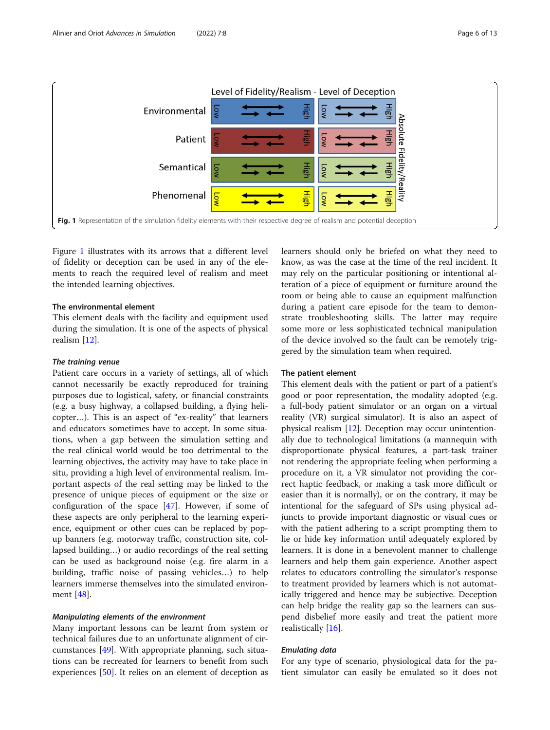Level of Fidelity/Realism - Level of Deception

Environmental Low High Low High

Patient Low High Low High

Semantical Low High Low High

Phenomenal Low High Low High

Absolute Fidelity/Reality

**Fig. 1** Representation of the simulation fidelity elements with their respective degree of realism and potential deception

Figure 1 illustrates with its arrows that a different level of fidelity or deception can be used in any of the elements to reach the required level of realism and meet the intended learning objectives.

### The environmental element

This element deals with the facility and equipment used during the simulation. It is one of the aspects of physical realism [12].

#### *The training venue*

Patient care occurs in a variety of settings, all of which cannot necessarily be exactly reproduced for training purposes due to logistical, safety, or financial constraints (e.g. a busy highway, a collapsed building, a flying helicopter…). This is an aspect of "ex-reality" that learners and educators sometimes have to accept. In some situations, when a gap between the simulation setting and the real clinical world would be too detrimental to the learning objectives, the activity may have to take place in situ, providing a high level of environmental realism. Important aspects of the real setting may be linked to the presence of unique pieces of equipment or the size or configuration of the space [47]. However, if some of these aspects are only peripheral to the learning experience, equipment or other cues can be replaced by pop-up banners (e.g. motorway traffic, construction site, collapsed building…) or audio recordings of the real setting can be used as background noise (e.g. fire alarm in a building, traffic noise of passing vehicles…) to help learners immerse themselves into the simulated environment [48].

#### *Manipulating elements of the environment*

Many important lessons can be learnt from system or technical failures due to an unfortunate alignment of circumstances [49]. With appropriate planning, such situations can be recreated for learners to benefit from such experiences [50]. It relies on an element of deception as learners should only be briefed on what they need to know, as was the case at the time of the real incident. It may rely on the particular positioning or intentional alteration of a piece of equipment or furniture around the room or being able to cause an equipment malfunction during a patient care episode for the team to demonstrate troubleshooting skills. The latter may require some more or less sophisticated technical manipulation of the device involved so the fault can be remotely triggered by the simulation team when required.

### The patient element

This element deals with the patient or part of a patient's good or poor representation, the modality adopted (e.g. a full-body patient simulator or an organ on a virtual reality (VR) surgical simulator). It is also an aspect of physical realism [12]. Deception may occur unintentionally due to technological limitations (a mannequin with disproportionate physical features, a part-task trainer not rendering the appropriate feeling when performing a procedure on it, a VR simulator not providing the correct haptic feedback, or making a task more difficult or easier than it is normally), or on the contrary, it may be intentional for the safeguard of SPs using physical adjuncts to provide important diagnostic or visual cues or with the patient adhering to a script prompting them to lie or hide key information until adequately explored by learners. It is done in a benevolent manner to challenge learners and help them gain experience. Another aspect relates to educators controlling the simulator's response to treatment provided by learners which is not automatically triggered and hence may be subjective. Deception can help bridge the reality gap so the learners can suspend disbelief more easily and treat the patient more realistically [16].

#### *Emulating data*

For any type of scenario, physiological data for the patient simulator can easily be emulated so it does not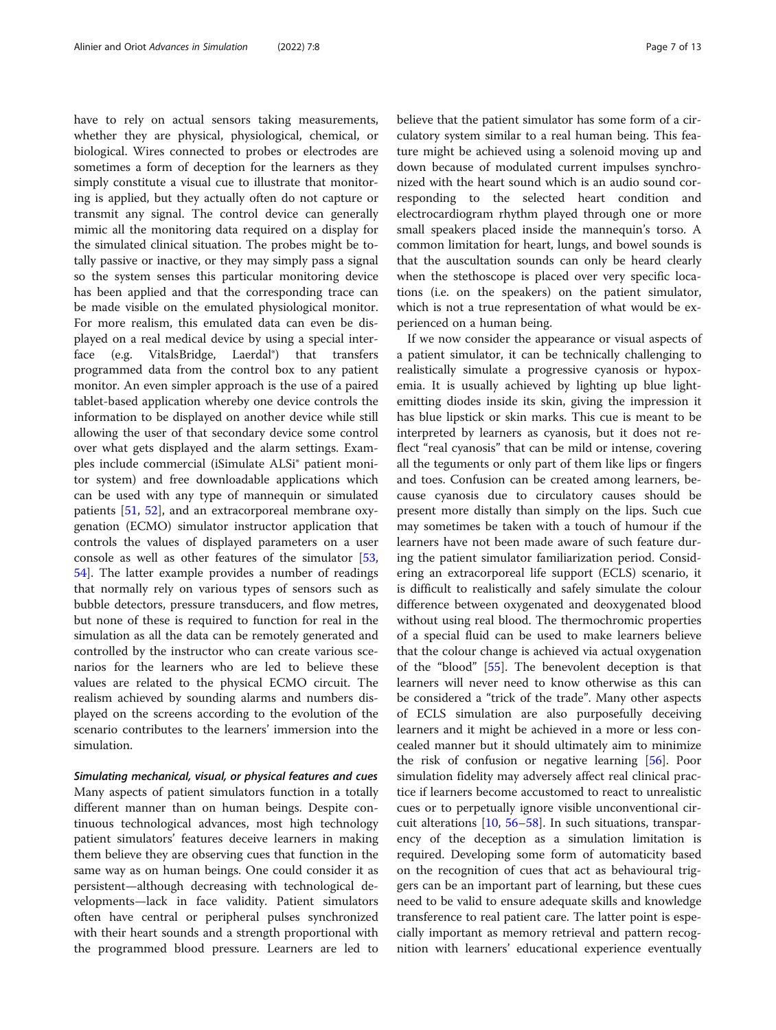have to rely on actual sensors taking measurements, whether they are physical, physiological, chemical, or biological. Wires connected to probes or electrodes are sometimes a form of deception for the learners as they simply constitute a visual cue to illustrate that monitoring is applied, but they actually often do not capture or transmit any signal. The control device can generally mimic all the monitoring data required on a display for the simulated clinical situation. The probes might be totally passive or inactive, or they may simply pass a signal so the system senses this particular monitoring device has been applied and that the corresponding trace can be made visible on the emulated physiological monitor. For more realism, this emulated data can even be displayed on a real medical device by using a special interface (e.g. VitalsBridge, Laerdal®) that transfers programmed data from the control box to any patient monitor. An even simpler approach is the use of a paired tablet-based application whereby one device controls the information to be displayed on another device while still allowing the user of that secondary device some control over what gets displayed and the alarm settings. Examples include commercial (iSimulate ALSi® patient monitor system) and free downloadable applications which can be used with any type of mannequin or simulated patients [51, 52], and an extracorporeal membrane oxygenation (ECMO) simulator instructor application that controls the values of displayed parameters on a user console as well as other features of the simulator [53, 54]. The latter example provides a number of readings that normally rely on various types of sensors such as bubble detectors, pressure transducers, and flow metres, but none of these is required to function for real in the simulation as all the data can be remotely generated and controlled by the instructor who can create various scenarios for the learners who are led to believe these values are related to the physical ECMO circuit. The realism achieved by sounding alarms and numbers displayed on the screens according to the evolution of the scenario contributes to the learners' immersion into the simulation.

#### *Simulating mechanical, visual, or physical features and cues*

Many aspects of patient simulators function in a totally different manner than on human beings. Despite continuous technological advances, most high technology patient simulators' features deceive learners in making them believe they are observing cues that function in the same way as on human beings. One could consider it as persistent—although decreasing with technological developments—lack in face validity. Patient simulators often have central or peripheral pulses synchronized with their heart sounds and a strength proportional with the programmed blood pressure. Learners are led to believe that the patient simulator has some form of a circulatory system similar to a real human being. This feature might be achieved using a solenoid moving up and down because of modulated current impulses synchronized with the heart sound which is an audio sound corresponding to the selected heart condition and electrocardiogram rhythm played through one or more small speakers placed inside the mannequin's torso. A common limitation for heart, lungs, and bowel sounds is that the auscultation sounds can only be heard clearly when the stethoscope is placed over very specific locations (i.e. on the speakers) on the patient simulator, which is not a true representation of what would be experienced on a human being.

If we now consider the appearance or visual aspects of a patient simulator, it can be technically challenging to realistically simulate a progressive cyanosis or hypoxemia. It is usually achieved by lighting up blue light-emitting diodes inside its skin, giving the impression it has blue lipstick or skin marks. This cue is meant to be interpreted by learners as cyanosis, but it does not reflect "real cyanosis" that can be mild or intense, covering all the teguments or only part of them like lips or fingers and toes. Confusion can be created among learners, because cyanosis due to circulatory causes should be present more distally than simply on the lips. Such cue may sometimes be taken with a touch of humour if the learners have not been made aware of such feature during the patient simulator familiarization period. Considering an extracorporeal life support (ECLS) scenario, it is difficult to realistically and safely simulate the colour difference between oxygenated and deoxygenated blood without using real blood. The thermochromic properties of a special fluid can be used to make learners believe that the colour change is achieved via actual oxygenation of the "blood" [55]. The benevolent deception is that learners will never need to know otherwise as this can be considered a "trick of the trade". Many other aspects of ECLS simulation are also purposefully deceiving learners and it might be achieved in a more or less concealed manner but it should ultimately aim to minimize the risk of confusion or negative learning [56]. Poor simulation fidelity may adversely affect real clinical practice if learners become accustomed to react to unrealistic cues or to perpetually ignore visible unconventional circuit alterations [10, 56–58]. In such situations, transparency of the deception as a simulation limitation is required. Developing some form of automaticity based on the recognition of cues that act as behavioural triggers can be an important part of learning, but these cues need to be valid to ensure adequate skills and knowledge transference to real patient care. The latter point is especially important as memory retrieval and pattern recognition with learners' educational experience eventually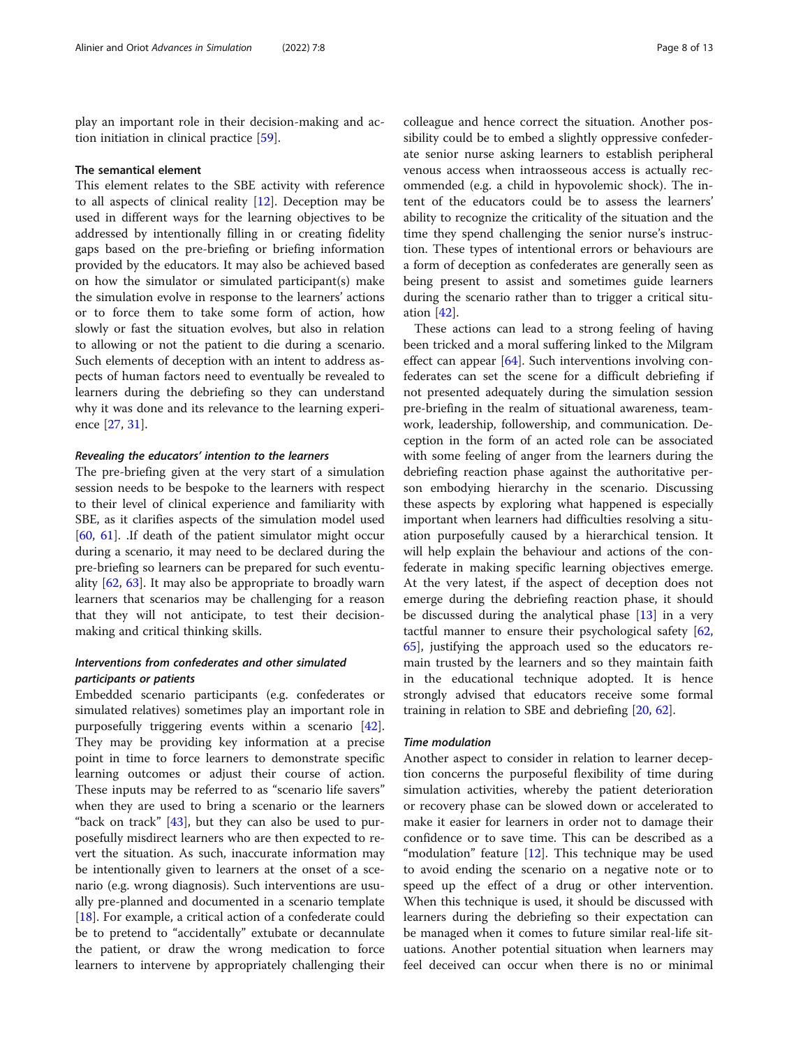play an important role in their decision-making and action initiation in clinical practice [59].

### The semantical element

This element relates to the SBE activity with reference to all aspects of clinical reality [12]. Deception may be used in different ways for the learning objectives to be addressed by intentionally filling in or creating fidelity gaps based on the pre-briefing or briefing information provided by the educators. It may also be achieved based on how the simulator or simulated participant(s) make the simulation evolve in response to the learners' actions or to force them to take some form of action, how slowly or fast the situation evolves, but also in relation to allowing or not the patient to die during a scenario. Such elements of deception with an intent to address aspects of human factors need to eventually be revealed to learners during the debriefing so they can understand why it was done and its relevance to the learning experience [27, 31].

#### *Revealing the educators' intention to the learners*

The pre-briefing given at the very start of a simulation session needs to be bespoke to the learners with respect to their level of clinical experience and familiarity with SBE, as it clarifies aspects of the simulation model used [60, 61]. .If death of the patient simulator might occur during a scenario, it may need to be declared during the pre-briefing so learners can be prepared for such eventuality [62, 63]. It may also be appropriate to broadly warn learners that scenarios may be challenging for a reason that they will not anticipate, to test their decision-making and critical thinking skills.

#### *Interventions from confederates and other simulated participants or patients*

Embedded scenario participants (e.g. confederates or simulated relatives) sometimes play an important role in purposefully triggering events within a scenario [42]. They may be providing key information at a precise point in time to force learners to demonstrate specific learning outcomes or adjust their course of action. These inputs may be referred to as "scenario life savers" when they are used to bring a scenario or the learners "back on track" [43], but they can also be used to purposefully misdirect learners who are then expected to revert the situation. As such, inaccurate information may be intentionally given to learners at the onset of a scenario (e.g. wrong diagnosis). Such interventions are usually pre-planned and documented in a scenario template [18]. For example, a critical action of a confederate could be to pretend to "accidentally" extubate or decannulate the patient, or draw the wrong medication to force learners to intervene by appropriately challenging their colleague and hence correct the situation. Another possibility could be to embed a slightly oppressive confederate senior nurse asking learners to establish peripheral venous access when intraosseous access is actually recommended (e.g. a child in hypovolemic shock). The intent of the educators could be to assess the learners' ability to recognize the criticality of the situation and the time they spend challenging the senior nurse's instruction. These types of intentional errors or behaviours are a form of deception as confederates are generally seen as being present to assist and sometimes guide learners during the scenario rather than to trigger a critical situation [42].

These actions can lead to a strong feeling of having been tricked and a moral suffering linked to the Milgram effect can appear [64]. Such interventions involving confederates can set the scene for a difficult debriefing if not presented adequately during the simulation session pre-briefing in the realm of situational awareness, teamwork, leadership, followership, and communication. Deception in the form of an acted role can be associated with some feeling of anger from the learners during the debriefing reaction phase against the authoritative person embodying hierarchy in the scenario. Discussing these aspects by exploring what happened is especially important when learners had difficulties resolving a situation purposefully caused by a hierarchical tension. It will help explain the behaviour and actions of the confederate in making specific learning objectives emerge. At the very latest, if the aspect of deception does not emerge during the debriefing reaction phase, it should be discussed during the analytical phase [13] in a very tactful manner to ensure their psychological safety [62, 65], justifying the approach used so the educators remain trusted by the learners and so they maintain faith in the educational technique adopted. It is hence strongly advised that educators receive some formal training in relation to SBE and debriefing [20, 62].

#### *Time modulation*

Another aspect to consider in relation to learner deception concerns the purposeful flexibility of time during simulation activities, whereby the patient deterioration or recovery phase can be slowed down or accelerated to make it easier for learners in order not to damage their confidence or to save time. This can be described as a "modulation" feature [12]. This technique may be used to avoid ending the scenario on a negative note or to speed up the effect of a drug or other intervention. When this technique is used, it should be discussed with learners during the debriefing so their expectation can be managed when it comes to future similar real-life situations. Another potential situation when learners may feel deceived can occur when there is no or minimal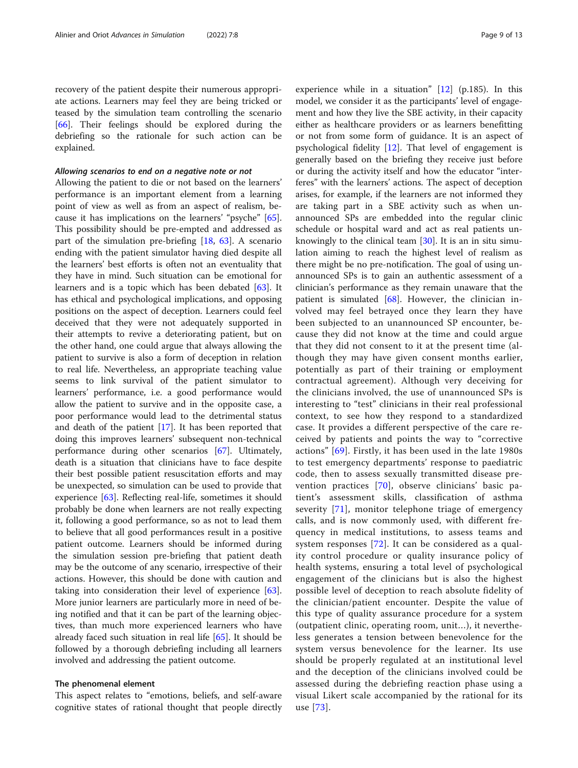recovery of the patient despite their numerous appropriate actions. Learners may feel they are being tricked or teased by the simulation team controlling the scenario [66]. Their feelings should be explored during the debriefing so the rationale for such action can be explained.

#### *Allowing scenarios to end on a negative note or not*

Allowing the patient to die or not based on the learners' performance is an important element from a learning point of view as well as from an aspect of realism, because it has implications on the learners' "psyche" [65]. This possibility should be pre-empted and addressed as part of the simulation pre-briefing [18, 63]. A scenario ending with the patient simulator having died despite all the learners' best efforts is often not an eventuality that they have in mind. Such situation can be emotional for learners and is a topic which has been debated [63]. It has ethical and psychological implications, and opposing positions on the aspect of deception. Learners could feel deceived that they were not adequately supported in their attempts to revive a deteriorating patient, but on the other hand, one could argue that always allowing the patient to survive is also a form of deception in relation to real life. Nevertheless, an appropriate teaching value seems to link survival of the patient simulator to learners' performance, i.e. a good performance would allow the patient to survive and in the opposite case, a poor performance would lead to the detrimental status and death of the patient [17]. It has been reported that doing this improves learners' subsequent non-technical performance during other scenarios [67]. Ultimately, death is a situation that clinicians have to face despite their best possible patient resuscitation efforts and may be unexpected, so simulation can be used to provide that experience [63]. Reflecting real-life, sometimes it should probably be done when learners are not really expecting it, following a good performance, so as not to lead them to believe that all good performances result in a positive patient outcome. Learners should be informed during the simulation session pre-briefing that patient death may be the outcome of any scenario, irrespective of their actions. However, this should be done with caution and taking into consideration their level of experience [63]. More junior learners are particularly more in need of being notified and that it can be part of the learning objectives, than much more experienced learners who have already faced such situation in real life [65]. It should be followed by a thorough debriefing including all learners involved and addressing the patient outcome.

### The phenomenal element

This aspect relates to "emotions, beliefs, and self-aware cognitive states of rational thought that people directly experience while in a situation" [12] (p.185). In this model, we consider it as the participants' level of engagement and how they live the SBE activity, in their capacity either as healthcare providers or as learners benefitting or not from some form of guidance. It is an aspect of psychological fidelity [12]. That level of engagement is generally based on the briefing they receive just before or during the activity itself and how the educator "interferes" with the learners' actions. The aspect of deception arises, for example, if the learners are not informed they are taking part in a SBE activity such as when unannounced SPs are embedded into the regular clinic schedule or hospital ward and act as real patients unknowingly to the clinical team [30]. It is an in situ simulation aiming to reach the highest level of realism as there might be no pre-notification. The goal of using unannounced SPs is to gain an authentic assessment of a clinician's performance as they remain unaware that the patient is simulated [68]. However, the clinician involved may feel betrayed once they learn they have been subjected to an unannounced SP encounter, because they did not know at the time and could argue that they did not consent to it at the present time (although they may have given consent months earlier, potentially as part of their training or employment contractual agreement). Although very deceiving for the clinicians involved, the use of unannounced SPs is interesting to "test" clinicians in their real professional context, to see how they respond to a standardized case. It provides a different perspective of the care received by patients and points the way to "corrective actions" [69]. Firstly, it has been used in the late 1980s to test emergency departments' response to paediatric code, then to assess sexually transmitted disease prevention practices [70], observe clinicians' basic patient's assessment skills, classification of asthma severity [71], monitor telephone triage of emergency calls, and is now commonly used, with different frequency in medical institutions, to assess teams and system responses [72]. It can be considered as a quality control procedure or quality insurance policy of health systems, ensuring a total level of psychological engagement of the clinicians but is also the highest possible level of deception to reach absolute fidelity of the clinician/patient encounter. Despite the value of this type of quality assurance procedure for a system (outpatient clinic, operating room, unit…), it nevertheless generates a tension between benevolence for the system versus benevolence for the learner. Its use should be properly regulated at an institutional level and the deception of the clinicians involved could be assessed during the debriefing reaction phase using a visual Likert scale accompanied by the rational for its use [73].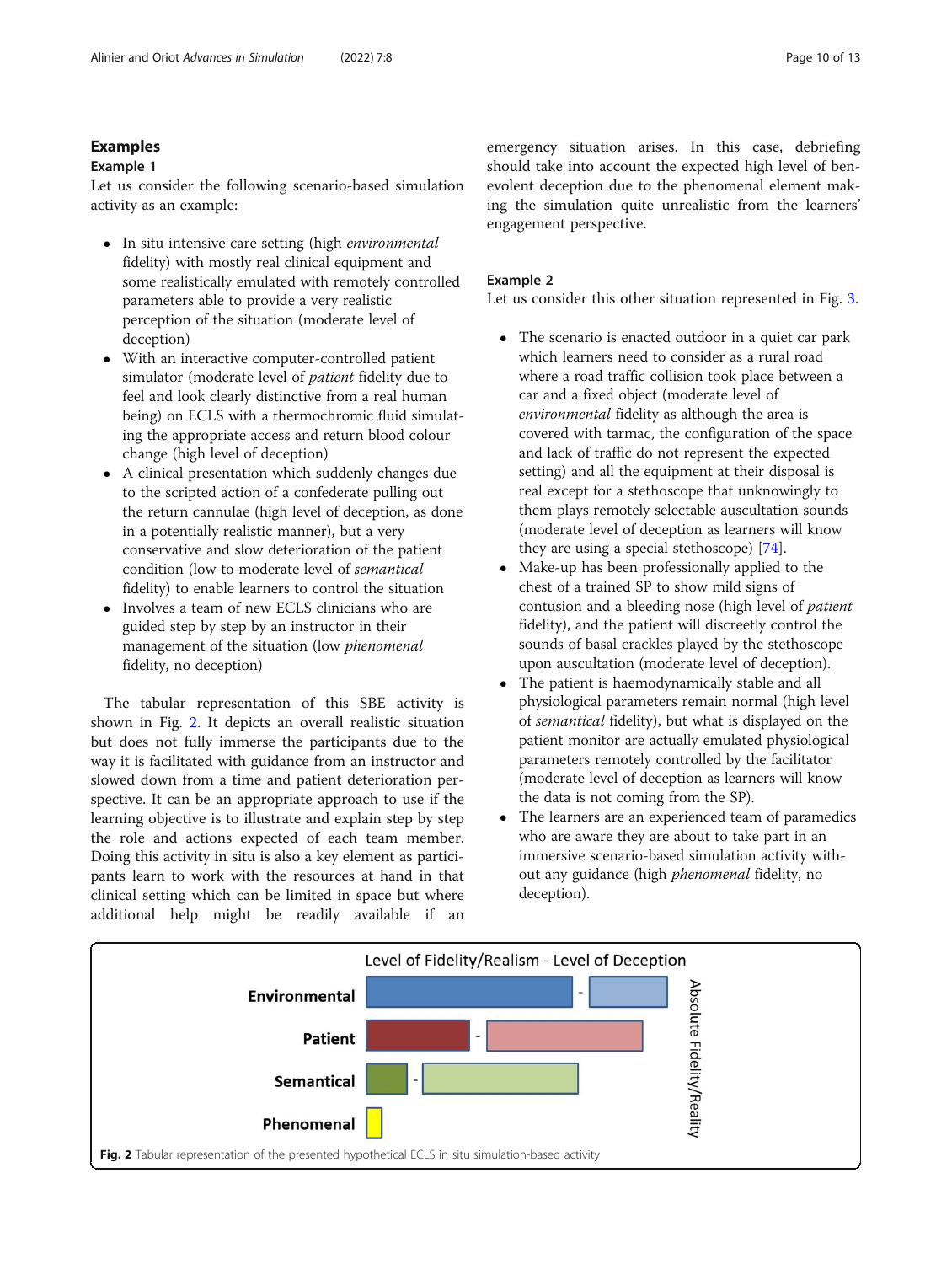## Examples

### Example 1

Let us consider the following scenario-based simulation activity as an example:

- In situ intensive care setting (high *environmental* fidelity) with mostly real clinical equipment and some realistically emulated with remotely controlled parameters able to provide a very realistic perception of the situation (moderate level of deception)
- With an interactive computer-controlled patient simulator (moderate level of *patient* fidelity due to feel and look clearly distinctive from a real human being) on ECLS with a thermochromic fluid simulating the appropriate access and return blood colour change (high level of deception)
- A clinical presentation which suddenly changes due to the scripted action of a confederate pulling out the return cannulae (high level of deception, as done in a potentially realistic manner), but a very conservative and slow deterioration of the patient condition (low to moderate level of *semantical* fidelity) to enable learners to control the situation
- Involves a team of new ECLS clinicians who are guided step by step by an instructor in their management of the situation (low *phenomenal* fidelity, no deception)

The tabular representation of this SBE activity is shown in Fig. 2. It depicts an overall realistic situation but does not fully immerse the participants due to the way it is facilitated with guidance from an instructor and slowed down from a time and patient deterioration perspective. It can be an appropriate approach to use if the learning objective is to illustrate and explain step by step the role and actions expected of each team member. Doing this activity in situ is also a key element as participants learn to work with the resources at hand in that clinical setting which can be limited in space but where additional help might be readily available if an emergency situation arises. In this case, debriefing should take into account the expected high level of benevolent deception due to the phenomenal element making the simulation quite unrealistic from the learners' engagement perspective.

### Example 2

Let us consider this other situation represented in Fig. 3.

- The scenario is enacted outdoor in a quiet car park which learners need to consider as a rural road where a road traffic collision took place between a car and a fixed object (moderate level of *environmental* fidelity as although the area is covered with tarmac, the configuration of the space and lack of traffic do not represent the expected setting) and all the equipment at their disposal is real except for a stethoscope that unknowingly to them plays remotely selectable auscultation sounds (moderate level of deception as learners will know they are using a special stethoscope) [74].
- Make-up has been professionally applied to the chest of a trained SP to show mild signs of contusion and a bleeding nose (high level of *patient* fidelity), and the patient will discreetly control the sounds of basal crackles played by the stethoscope upon auscultation (moderate level of deception).
- The patient is haemodynamically stable and all physiological parameters remain normal (high level of *semantical* fidelity), but what is displayed on the patient monitor are actually emulated physiological parameters remotely controlled by the facilitator (moderate level of deception as learners will know the data is not coming from the SP).
- The learners are an experienced team of paramedics who are aware they are about to take part in an immersive scenario-based simulation activity without any guidance (high *phenomenal* fidelity, no deception).

Level of Fidelity/Realism - Level of Deception

Environmental

Patient

Semantical

Phenomenal

Absolute Fidelity/Reality

**Fig. 2** Tabular representation of the presented hypothetical ECLS in situ simulation-based activity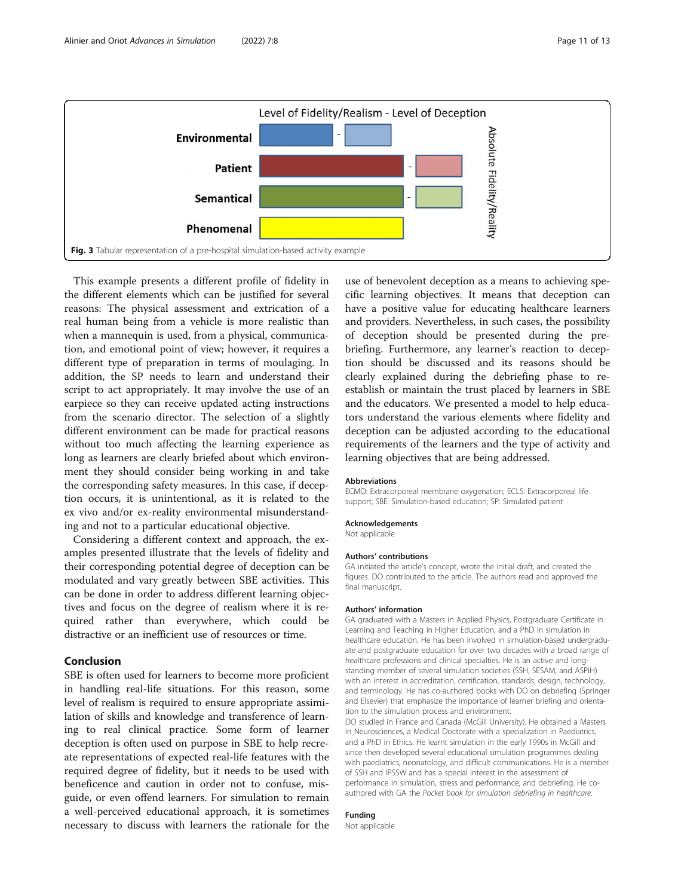Level of Fidelity/Realism - Level of Deception

Environmental

Patient

Semantical

Phenomenal

Absolute Fidelity/Reality

**Fig. 3** Tabular representation of a pre-hospital simulation-based activity example

This example presents a different profile of fidelity in the different elements which can be justified for several reasons: The physical assessment and extrication of a real human being from a vehicle is more realistic than when a mannequin is used, from a physical, communication, and emotional point of view; however, it requires a different type of preparation in terms of moulaging. In addition, the SP needs to learn and understand their script to act appropriately. It may involve the use of an earpiece so they can receive updated acting instructions from the scenario director. The selection of a slightly different environment can be made for practical reasons without too much affecting the learning experience as long as learners are clearly briefed about which environment they should consider being working in and take the corresponding safety measures. In this case, if deception occurs, it is unintentional, as it is related to the ex vivo and/or ex-reality environmental misunderstanding and not to a particular educational objective.

Considering a different context and approach, the examples presented illustrate that the levels of fidelity and their corresponding potential degree of deception can be modulated and vary greatly between SBE activities. This can be done in order to address different learning objectives and focus on the degree of realism where it is required rather than everywhere, which could be distractive or an inefficient use of resources or time.

## Conclusion

SBE is often used for learners to become more proficient in handling real-life situations. For this reason, some level of realism is required to ensure appropriate assimilation of skills and knowledge and transference of learning to real clinical practice. Some form of learner deception is often used on purpose in SBE to help recreate representations of expected real-life features with the required degree of fidelity, but it needs to be used with beneficence and caution in order not to confuse, misguide, or even offend learners. For simulation to remain a well-perceived educational approach, it is sometimes necessary to discuss with learners the rationale for the use of benevolent deception as a means to achieving specific learning objectives. It means that deception can have a positive value for educating healthcare learners and providers. Nevertheless, in such cases, the possibility of deception should be presented during the prebriefing. Furthermore, any learner's reaction to deception should be discussed and its reasons should be clearly explained during the debriefing phase to reestablish or maintain the trust placed by learners in SBE and the educators. We presented a model to help educators understand the various elements where fidelity and deception can be adjusted according to the educational requirements of the learners and the type of activity and learning objectives that are being addressed.

#### Abbreviations

ECMO: Extracorporeal membrane oxygenation; ECLS: Extracorporeal life support; SBE: Simulation-based education; SP: Simulated patient

#### Acknowledgements

Not applicable

#### Authors' contributions

GA initiated the article's concept, wrote the initial draft, and created the figures. DO contributed to the article. The authors read and approved the final manuscript.

#### Authors' information

GA graduated with a Masters in Applied Physics, Postgraduate Certificate in Learning and Teaching in Higher Education, and a PhD in simulation in healthcare education. He has been involved in simulation-based undergraduate and postgraduate education for over two decades with a broad range of healthcare professions and clinical specialties. He is an active and long-standing member of several simulation societies (SSH, SESAM, and ASPiH) with an interest in accreditation, certification, standards, design, technology, and terminology. He has co-authored books with DO on debriefing (Springer and Elsevier) that emphasize the importance of learner briefing and orientation to the simulation process and environment.

DO studied in France and Canada (McGill University). He obtained a Masters in Neurosciences, a Medical Doctorate with a specialization in Paediatrics, and a PhD in Ethics. He learnt simulation in the early 1990s in McGill and since then developed several educational simulation programmes dealing with paediatrics, neonatology, and difficult communications. He is a member of SSH and IPSSW and has a special interest in the assessment of performance in simulation, stress and performance, and debriefing. He co-authored with GA the *Pocket book for simulation debriefing in healthcare*.

#### Funding

Not applicable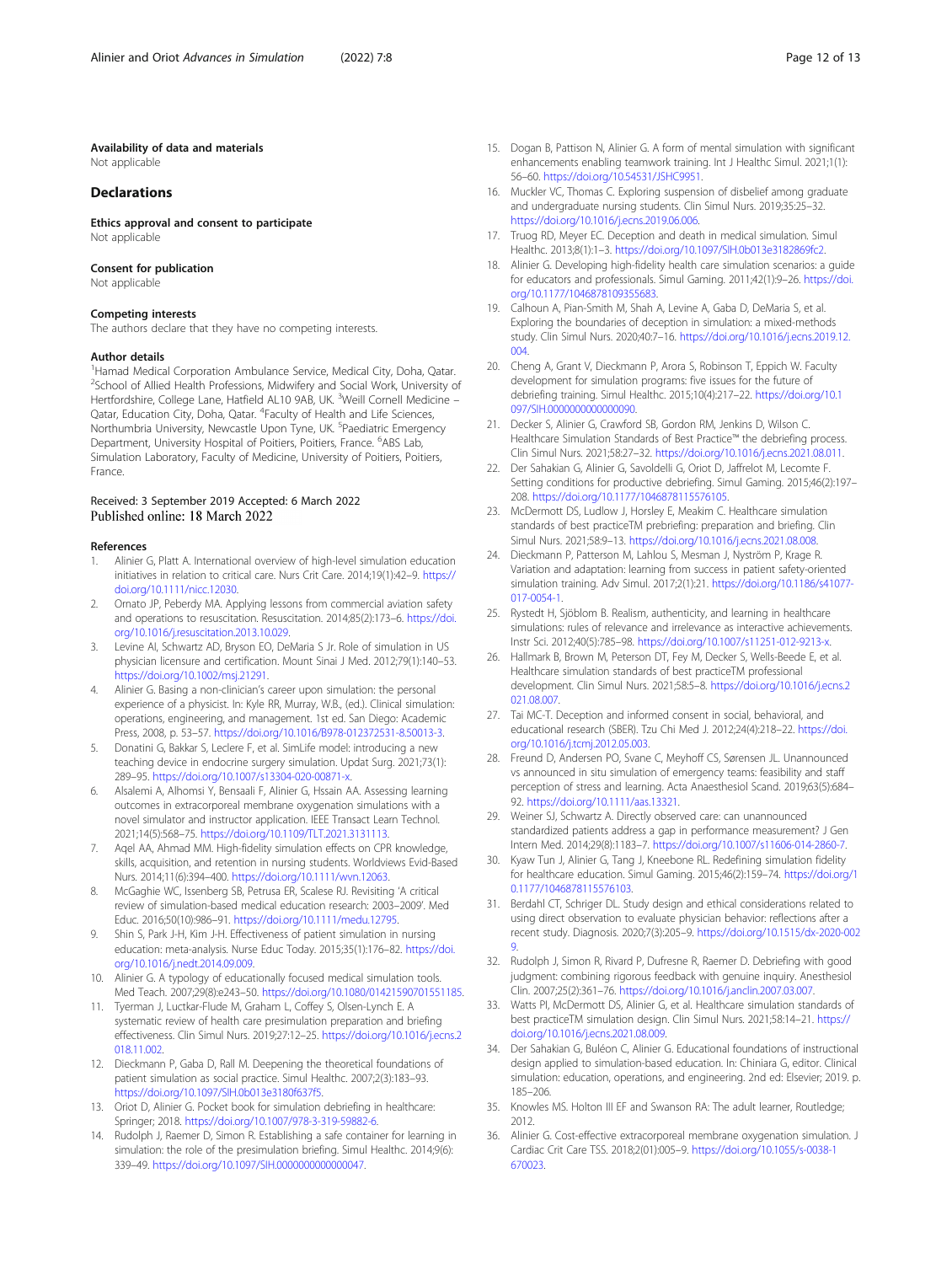#### Availability of data and materials
Not applicable

## Declarations

#### Ethics approval and consent to participate
Not applicable

#### Consent for publication
Not applicable

#### Competing interests
The authors declare that they have no competing interests.

#### Author details
[1]Hamad Medical Corporation Ambulance Service, Medical City, Doha, Qatar. [2]School of Allied Health Professions, Midwifery and Social Work, University of Hertfordshire, College Lane, Hatfield AL10 9AB, UK. [3]Weill Cornell Medicine – Qatar, Education City, Doha, Qatar. [4]Faculty of Health and Life Sciences, Northumbria University, Newcastle Upon Tyne, UK. [5]Paediatric Emergency Department, University Hospital of Poitiers, Poitiers, France. [6]ABS Lab, Simulation Laboratory, Faculty of Medicine, University of Poitiers, Poitiers, France.

Received: 3 September 2019 Accepted: 6 March 2022
Published online: 18 March 2022

#### References

1. Alinier G, Platt A. International overview of high-level simulation education initiatives in relation to critical care. Nurs Crit Care. 2014;19(1):42–9. https://doi.org/10.1111/nicc.12030.
2. Ornato JP, Peberdy MA. Applying lessons from commercial aviation safety and operations to resuscitation. Resuscitation. 2014;85(2):173–6. https://doi.org/10.1016/j.resuscitation.2013.10.029.
3. Levine AI, Schwartz AD, Bryson EO, DeMaria S Jr. Role of simulation in US physician licensure and certification. Mount Sinai J Med. 2012;79(1):140–53. https://doi.org/10.1002/msj.21291.
4. Alinier G. Basing a non-clinician's career upon simulation: the personal experience of a physicist. In: Kyle RR, Murray, W.B., (ed.). Clinical simulation: operations, engineering, and management. 1st ed. San Diego: Academic Press, 2008, p. 53–57. https://doi.org/10.1016/B978-012372531-8.50013-3.
5. Donatini G, Bakkar S, Leclere F, et al. SimLife model: introducing a new teaching device in endocrine surgery simulation. Updat Surg. 2021;73(1):289–95. https://doi.org/10.1007/s13304-020-00871-x.
6. Alsalemi A, Alhomsi Y, Bensaali F, Alinier G, Hssain AA. Assessing learning outcomes in extracorporeal membrane oxygenation simulations with a novel simulator and instructor application. IEEE Transact Learn Technol. 2021;14(5):568–75. https://doi.org/10.1109/TLT.2021.3131113.
7. Aqel AA, Ahmad MM. High-fidelity simulation effects on CPR knowledge, skills, acquisition, and retention in nursing students. Worldviews Evid-Based Nurs. 2014;11(6):394–400. https://doi.org/10.1111/wvn.12063.
8. McGaghie WC, Issenberg SB, Petrusa ER, Scalese RJ. Revisiting 'A critical review of simulation-based medical education research: 2003–2009'. Med Educ. 2016;50(10):986–91. https://doi.org/10.1111/medu.12795.
9. Shin S, Park J-H, Kim J-H. Effectiveness of patient simulation in nursing education: meta-analysis. Nurse Educ Today. 2015;35(1):176–82. https://doi.org/10.1016/j.nedt.2014.09.009.
10. Alinier G. A typology of educationally focused medical simulation tools. Med Teach. 2007;29(8):e243–50. https://doi.org/10.1080/01421590701551185.
11. Tyerman J, Luctkar-Flude M, Graham L, Coffey S, Olsen-Lynch E. A systematic review of health care presimulation preparation and briefing effectiveness. Clin Simul Nurs. 2019;27:12–25. https://doi.org/10.1016/j.ecns.2018.11.002.
12. Dieckmann P, Gaba D, Rall M. Deepening the theoretical foundations of patient simulation as social practice. Simul Healthc. 2007;2(3):183–93. https://doi.org/10.1097/SIH.0b013e3180f637f5.
13. Oriot D, Alinier G. Pocket book for simulation debriefing in healthcare: Springer; 2018. https://doi.org/10.1007/978-3-319-59882-6.
14. Rudolph J, Raemer D, Simon R. Establishing a safe container for learning in simulation: the role of the presimulation briefing. Simul Healthc. 2014;9(6):339–49. https://doi.org/10.1097/SIH.0000000000000047.
15. Dogan B, Pattison N, Alinier G. A form of mental simulation with significant enhancements enabling teamwork training. Int J Healthc Simul. 2021;1(1):56–60. https://doi.org/10.54531/JSHC9951.
16. Muckler VC, Thomas C. Exploring suspension of disbelief among graduate and undergraduate nursing students. Clin Simul Nurs. 2019;35:25–32. https://doi.org/10.1016/j.ecns.2019.06.006.
17. Truog RD, Meyer EC. Deception and death in medical simulation. Simul Healthc. 2013;8(1):1–3. https://doi.org/10.1097/SIH.0b013e3182869fc2.
18. Alinier G. Developing high-fidelity health care simulation scenarios: a guide for educators and professionals. Simul Gaming. 2011;42(1):9–26. https://doi.org/10.1177/1046878109355683.
19. Calhoun A, Pian-Smith M, Shah A, Levine A, Gaba D, DeMaria S, et al. Exploring the boundaries of deception in simulation: a mixed-methods study. Clin Simul Nurs. 2020;40:7–16. https://doi.org/10.1016/j.ecns.2019.12.004.
20. Cheng A, Grant V, Dieckmann P, Arora S, Robinson T, Eppich W. Faculty development for simulation programs: five issues for the future of debriefing training. Simul Healthc. 2015;10(4):217–22. https://doi.org/10.1097/SIH.0000000000000090.
21. Decker S, Alinier G, Crawford SB, Gordon RM, Jenkins D, Wilson C. Healthcare Simulation Standards of Best Practice™ the debriefing process. Clin Simul Nurs. 2021;58:27–32. https://doi.org/10.1016/j.ecns.2021.08.011.
22. Der Sahakian G, Alinier G, Savoldelli G, Oriot D, Jaffrelot M, Lecomte F. Setting conditions for productive debriefing. Simul Gaming. 2015;46(2):197–208. https://doi.org/10.1177/1046878115576105.
23. McDermott DS, Ludlow J, Horsley E, Meakim C. Healthcare simulation standards of best practiceTM prebriefing: preparation and briefing. Clin Simul Nurs. 2021;58:9–13. https://doi.org/10.1016/j.ecns.2021.08.008.
24. Dieckmann P, Patterson M, Lahlou S, Mesman J, Nyström P, Krage R. Variation and adaptation: learning from success in patient safety-oriented simulation training. Adv Simul. 2017;2(1):21. https://doi.org/10.1186/s41077-017-0054-1.
25. Rystedt H, Sjöblom B. Realism, authenticity, and learning in healthcare simulations: rules of relevance and irrelevance as interactive achievements. Instr Sci. 2012;40(5):785–98. https://doi.org/10.1007/s11251-012-9213-x.
26. Hallmark B, Brown M, Peterson DT, Fey M, Decker S, Wells-Beede E, et al. Healthcare simulation standards of best practiceTM professional development. Clin Simul Nurs. 2021;58:5–8. https://doi.org/10.1016/j.ecns.2021.08.007.
27. Tai MC-T. Deception and informed consent in social, behavioral, and educational research (SBER). Tzu Chi Med J. 2012;24(4):218–22. https://doi.org/10.1016/j.tcmj.2012.05.003.
28. Freund D, Andersen PO, Svane C, Meyhoff CS, Sørensen JL. Unannounced vs announced in situ simulation of emergency teams: feasibility and staff perception of stress and learning. Acta Anaesthesiol Scand. 2019;63(5):684–92. https://doi.org/10.1111/aas.13321.
29. Weiner SJ, Schwartz A. Directly observed care: can unannounced standardized patients address a gap in performance measurement? J Gen Intern Med. 2014;29(8):1183–7. https://doi.org/10.1007/s11606-014-2860-7.
30. Kyaw Tun J, Alinier G, Tang J, Kneebone RL. Redefining simulation fidelity for healthcare education. Simul Gaming. 2015;46(2):159–74. https://doi.org/10.1177/1046878115576103.
31. Berdahl CT, Schriger DL. Study design and ethical considerations related to using direct observation to evaluate physician behavior: reflections after a recent study. Diagnosis. 2020;7(3):205–9. https://doi.org/10.1515/dx-2020-0029.
32. Rudolph J, Simon R, Rivard P, Dufresne R, Raemer D. Debriefing with good judgment: combining rigorous feedback with genuine inquiry. Anesthesiol Clin. 2007;25(2):361–76. https://doi.org/10.1016/j.anclin.2007.03.007.
33. Watts PI, McDermott DS, Alinier G, et al. Healthcare simulation standards of best practiceTM simulation design. Clin Simul Nurs. 2021;58:14–21. https://doi.org/10.1016/j.ecns.2021.08.009.
34. Der Sahakian G, Buléon C, Alinier G. Educational foundations of instructional design applied to simulation-based education. In: Chiniara G, editor. Clinical simulation: education, operations, and engineering. 2nd ed: Elsevier; 2019. p. 185–206.
35. Knowles MS. Holton III EF and Swanson RA: The adult learner, Routledge; 2012.
36. Alinier G. Cost-effective extracorporeal membrane oxygenation simulation. J Cardiac Crit Care TSS. 2018;2(01):005–9. https://doi.org/10.1055/s-0038-1670023.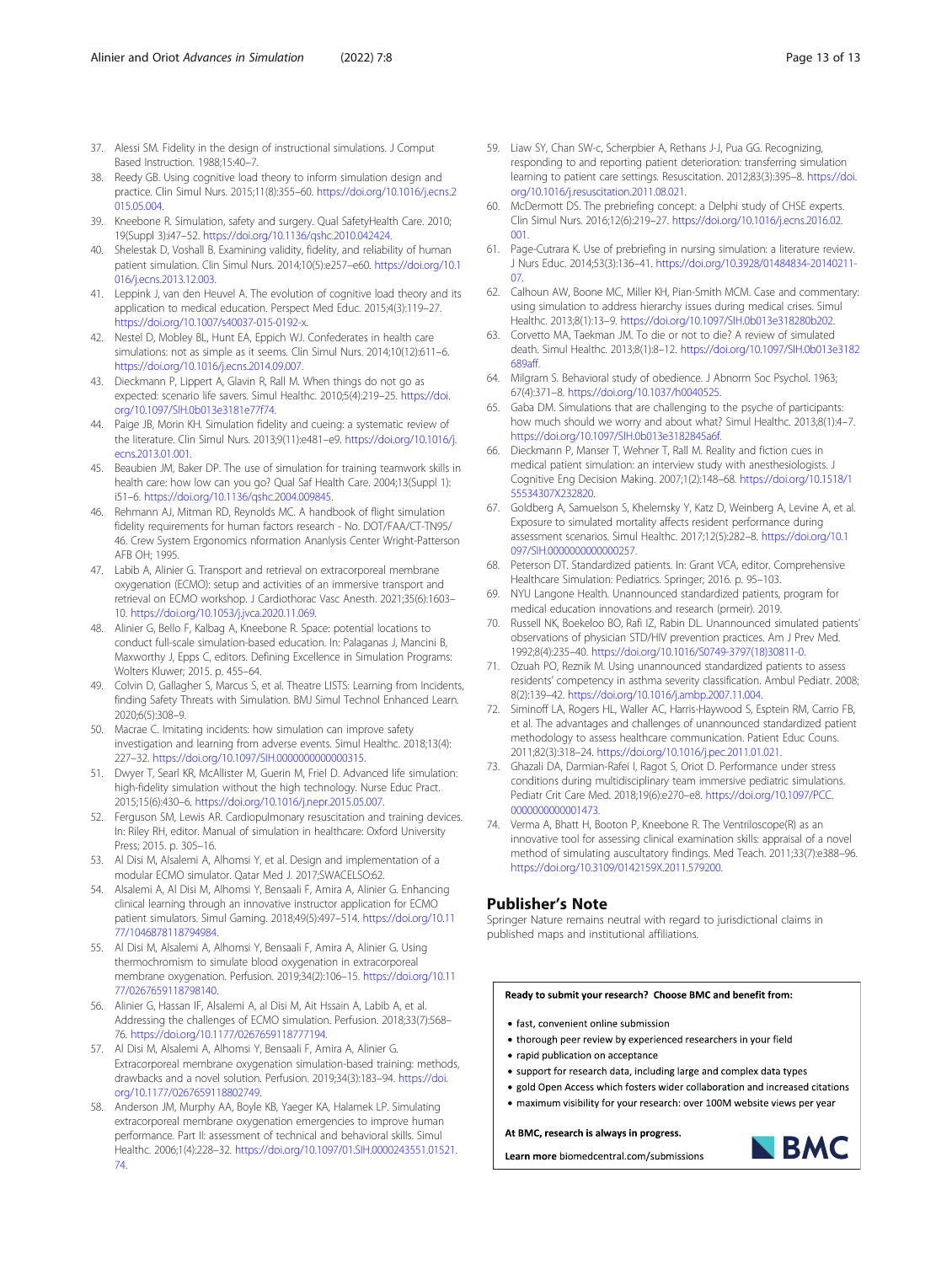37. Alessi SM. Fidelity in the design of instructional simulations. J Comput Based Instruction. 1988;15:40–7.
38. Reedy GB. Using cognitive load theory to inform simulation design and practice. Clin Simul Nurs. 2015;11(8):355–60. https://doi.org/10.1016/j.ecns.2015.05.004.
39. Kneebone R. Simulation, safety and surgery. Qual SafetyHealth Care. 2010; 19(Suppl 3):i47–52. https://doi.org/10.1136/qshc.2010.042424.
40. Shelestak D, Voshall B. Examining validity, fidelity, and reliability of human patient simulation. Clin Simul Nurs. 2014;10(5):e257–e60. https://doi.org/10.1016/j.ecns.2013.12.003.
41. Leppink J, van den Heuvel A. The evolution of cognitive load theory and its application to medical education. Perspect Med Educ. 2015;4(3):119–27. https://doi.org/10.1007/s40037-015-0192-x.
42. Nestel D, Mobley BL, Hunt EA, Eppich WJ. Confederates in health care simulations: not as simple as it seems. Clin Simul Nurs. 2014;10(12):611–6. https://doi.org/10.1016/j.ecns.2014.09.007.
43. Dieckmann P, Lippert A, Glavin R, Rall M. When things do not go as expected: scenario life savers. Simul Healthc. 2010;5(4):219–25. https://doi.org/10.1097/SIH.0b013e3181e77f74.
44. Paige JB, Morin KH. Simulation fidelity and cueing: a systematic review of the literature. Clin Simul Nurs. 2013;9(11):e481–e9. https://doi.org/10.1016/j.ecns.2013.01.001.
45. Beaubien JM, Baker DP. The use of simulation for training teamwork skills in health care: how low can you go? Qual Saf Health Care. 2004;13(Suppl 1): i51–6. https://doi.org/10.1136/qshc.2004.009845.
46. Rehmann AJ, Mitman RD, Reynolds MC. A handbook of flight simulation fidelity requirements for human factors research - No. DOT/FAA/CT-TN95/46. Crew System Ergonomics nformation Ananlysis Center Wright-Patterson AFB OH; 1995.
47. Labib A, Alinier G. Transport and retrieval on extracorporeal membrane oxygenation (ECMO): setup and activities of an immersive transport and retrieval on ECMO workshop. J Cardiothorac Vasc Anesth. 2021;35(6):1603–10. https://doi.org/10.1053/j.jvca.2020.11.069.
48. Alinier G, Bello F, Kalbag A, Kneebone R. Space: potential locations to conduct full-scale simulation-based education. In: Palaganas J, Mancini B, Maxworthy J, Epps C, editors. Defining Excellence in Simulation Programs: Wolters Kluwer; 2015. p. 455–64.
49. Colvin D, Gallagher S, Marcus S, et al. Theatre LISTS: Learning from Incidents, finding Safety Threats with Simulation. BMJ Simul Technol Enhanced Learn. 2020;6(5):308–9.
50. Macrae C. Imitating incidents: how simulation can improve safety investigation and learning from adverse events. Simul Healthc. 2018;13(4): 227–32. https://doi.org/10.1097/SIH.0000000000000315.
51. Dwyer T, Searl KR, McAllister M, Guerin M, Friel D. Advanced life simulation: high-fidelity simulation without the high technology. Nurse Educ Pract. 2015;15(6):430–6. https://doi.org/10.1016/j.nepr.2015.05.007.
52. Ferguson SM, Lewis AR. Cardiopulmonary resuscitation and training devices. In: Riley RH, editor. Manual of simulation in healthcare: Oxford University Press; 2015. p. 305–16.
53. Al Disi M, Alsalemi A, Alhomsi Y, et al. Design and implementation of a modular ECMO simulator. Qatar Med J. 2017;SWACELSO:62.
54. Alsalemi A, Al Disi M, Alhomsi Y, Bensaali F, Amira A, Alinier G. Enhancing clinical learning through an innovative instructor application for ECMO patient simulators. Simul Gaming. 2018;49(5):497–514. https://doi.org/10.1177/1046878118794984.
55. Al Disi M, Alsalemi A, Alhomsi Y, Bensaali F, Amira A, Alinier G. Using thermochromism to simulate blood oxygenation in extracorporeal membrane oxygenation. Perfusion. 2019;34(2):106–15. https://doi.org/10.1177/0267659118798140.
56. Alinier G, Hassan IF, Alsalemi A, al Disi M, Ait Hssain A, Labib A, et al. Addressing the challenges of ECMO simulation. Perfusion. 2018;33(7):568–76. https://doi.org/10.1177/0267659118777194.
57. Al Disi M, Alsalemi A, Alhomsi Y, Bensaali F, Amira A, Alinier G. Extracorporeal membrane oxygenation simulation-based training: methods, drawbacks and a novel solution. Perfusion. 2019;34(3):183–94. https://doi.org/10.1177/0267659118802749.
58. Anderson JM, Murphy AA, Boyle KB, Yaeger KA, Halamek LP. Simulating extracorporeal membrane oxygenation emergencies to improve human performance. Part II: assessment of technical and behavioral skills. Simul Healthc. 2006;1(4):228–32. https://doi.org/10.1097/01.SIH.0000243551.01521.74.
59. Liaw SY, Chan SW-c, Scherpbier A, Rethans J-J, Pua GG. Recognizing, responding to and reporting patient deterioration: transferring simulation learning to patient care settings. Resuscitation. 2012;83(3):395–8. https://doi.org/10.1016/j.resuscitation.2011.08.021.
60. McDermott DS. The prebriefing concept: a Delphi study of CHSE experts. Clin Simul Nurs. 2016;12(6):219–27. https://doi.org/10.1016/j.ecns.2016.02.001.
61. Page-Cutrara K. Use of prebriefing in nursing simulation: a literature review. J Nurs Educ. 2014;53(3):136–41. https://doi.org/10.3928/01484834-20140211-07.
62. Calhoun AW, Boone MC, Miller KH, Pian-Smith MCM. Case and commentary: using simulation to address hierarchy issues during medical crises. Simul Healthc. 2013;8(1):13–9. https://doi.org/10.1097/SIH.0b013e318280b202.
63. Corvetto MA, Taekman JM. To die or not to die? A review of simulated death. Simul Healthc. 2013;8(1):8–12. https://doi.org/10.1097/SIH.0b013e3182689aff.
64. Milgram S. Behavioral study of obedience. J Abnorm Soc Psychol. 1963; 67(4):371–8. https://doi.org/10.1037/h0040525.
65. Gaba DM. Simulations that are challenging to the psyche of participants: how much should we worry and about what? Simul Healthc. 2013;8(1):4–7. https://doi.org/10.1097/SIH.0b013e3182845a6f.
66. Dieckmann P, Manser T, Wehner T, Rall M. Reality and fiction cues in medical patient simulation: an interview study with anesthesiologists. J Cognitive Eng Decision Making. 2007;1(2):148–68. https://doi.org/10.1518/155534307X232820.
67. Goldberg A, Samuelson S, Khelemsky Y, Katz D, Weinberg A, Levine A, et al. Exposure to simulated mortality affects resident performance during assessment scenarios. Simul Healthc. 2017;12(5):282–8. https://doi.org/10.1097/SIH.0000000000000257.
68. Peterson DT. Standardized patients. In: Grant VCA, editor. Comprehensive Healthcare Simulation: Pediatrics. Springer; 2016. p. 95–103.
69. NYU Langone Health. Unannounced standardized patients, program for medical education innovations and research (prmeir). 2019.
70. Russell NK, Boekeloo BO, Rafi IZ, Rabin DL. Unannounced simulated patients' observations of physician STD/HIV prevention practices. Am J Prev Med. 1992;8(4):235–40. https://doi.org/10.1016/S0749-3797(18)30811-0.
71. Ozuah PO, Reznik M. Using unannounced standardized patients to assess residents' competency in asthma severity classification. Ambul Pediatr. 2008; 8(2):139–42. https://doi.org/10.1016/j.ambp.2007.11.004.
72. Siminoff LA, Rogers HL, Waller AC, Harris-Haywood S, Esptein RM, Carrio FB, et al. The advantages and challenges of unannounced standardized patient methodology to assess healthcare communication. Patient Educ Couns. 2011;82(3):318–24. https://doi.org/10.1016/j.pec.2011.01.021.
73. Ghazali DA, Darmian-Rafei I, Ragot S, Oriot D. Performance under stress conditions during multidisciplinary team immersive pediatric simulations. Pediatr Crit Care Med. 2018;19(6):e270–e8. https://doi.org/10.1097/PCC.0000000000001473.
74. Verma A, Bhatt H, Booton P, Kneebone R. The Ventriloscope(R) as an innovative tool for assessing clinical examination skills: appraisal of a novel method of simulating auscultatory findings. Med Teach. 2011;33(7):e388–96. https://doi.org/10.3109/0142159X.2011.579200.

## Publisher's Note

Springer Nature remains neutral with regard to jurisdictional claims in published maps and institutional affiliations.

**Ready to submit your research? Choose BMC and benefit from:**

- fast, convenient online submission
- thorough peer review by experienced researchers in your field
- rapid publication on acceptance
- support for research data, including large and complex data types
- gold Open Access which fosters wider collaboration and increased citations
- maximum visibility for your research: over 100M website views per year

**At BMC, research is always in progress.**

**Learn more** biomedcentral.com/submissions